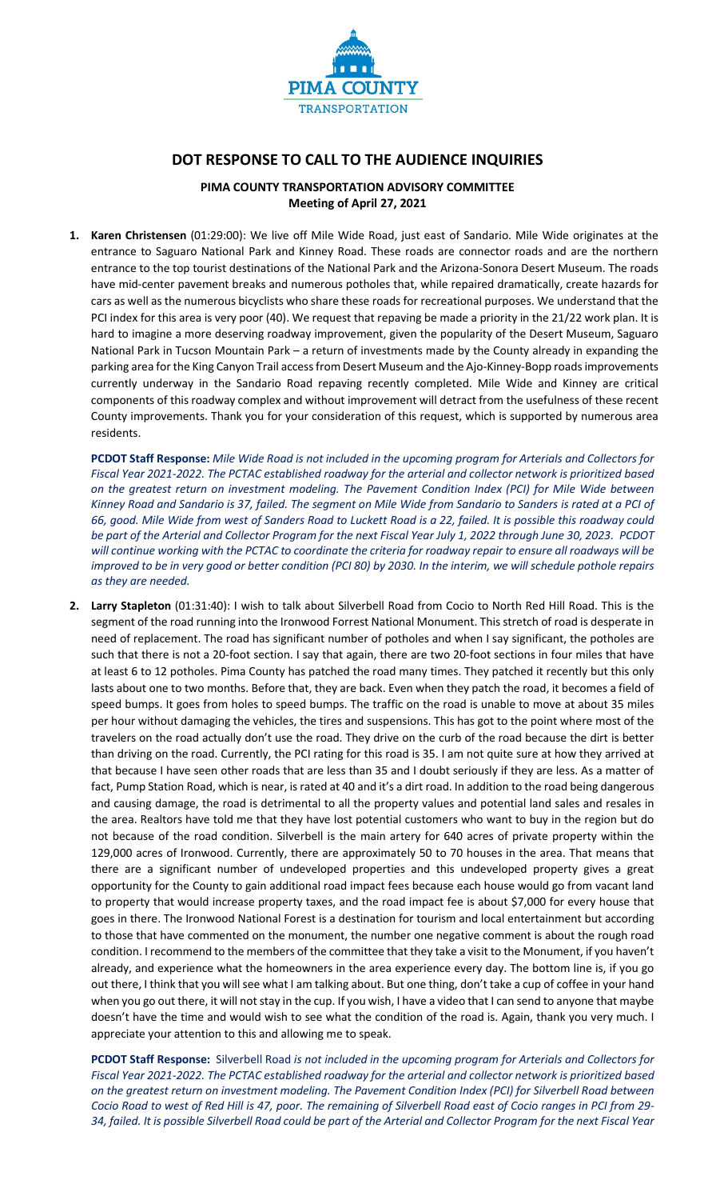# DOT RESPONSE TO CALL TO THE AUDIENCE INQUIRIES

## PIMA COUNTY TRANSPORTATION ADVISORY COMMITTEE
## Meeting of April 27, 2021

1. **Karen Christensen** (01:29:00): We live off Mile Wide Road, just east of Sandario. Mile Wide originates at the entrance to Saguaro National Park and Kinney Road. These roads are connector roads and are the northern entrance to the top tourist destinations of the National Park and the Arizona-Sonora Desert Museum. The roads have mid-center pavement breaks and numerous potholes that, while repaired dramatically, create hazards for cars as well as the numerous bicyclists who share these roads for recreational purposes. We understand that the PCI index for this area is very poor (40). We request that repaving be made a priority in the 21/22 work plan. It is hard to imagine a more deserving roadway improvement, given the popularity of the Desert Museum, Saguaro National Park in Tucson Mountain Park – a return of investments made by the County already in expanding the parking area for the King Canyon Trail access from Desert Museum and the Ajo-Kinney-Bopp roads improvements currently underway in the Sandario Road repaving recently completed. Mile Wide and Kinney are critical components of this roadway complex and without improvement will detract from the usefulness of these recent County improvements. Thank you for your consideration of this request, which is supported by numerous area residents.

   **PCDOT Staff Response:** *Mile Wide Road is not included in the upcoming program for Arterials and Collectors for Fiscal Year 2021-2022. The PCTAC established roadway for the arterial and collector network is prioritized based on the greatest return on investment modeling. The Pavement Condition Index (PCI) for Mile Wide between Kinney Road and Sandario is 37, failed. The segment on Mile Wide from Sandario to Sanders is rated at a PCI of 66, good. Mile Wide from west of Sanders Road to Luckett Road is a 22, failed. It is possible this roadway could be part of the Arterial and Collector Program for the next Fiscal Year July 1, 2022 through June 30, 2023. PCDOT will continue working with the PCTAC to coordinate the criteria for roadway repair to ensure all roadways will be improved to be in very good or better condition (PCI 80) by 2030. In the interim, we will schedule pothole repairs as they are needed.*

2. **Larry Stapleton** (01:31:40): I wish to talk about Silverbell Road from Cocio to North Red Hill Road. This is the segment of the road running into the Ironwood Forrest National Monument. This stretch of road is desperate in need of replacement. The road has significant number of potholes and when I say significant, the potholes are such that there is not a 20-foot section. I say that again, there are two 20-foot sections in four miles that have at least 6 to 12 potholes. Pima County has patched the road many times. They patched it recently but this only lasts about one to two months. Before that, they are back. Even when they patch the road, it becomes a field of speed bumps. It goes from holes to speed bumps. The traffic on the road is unable to move at about 35 miles per hour without damaging the vehicles, the tires and suspensions. This has got to the point where most of the travelers on the road actually don't use the road. They drive on the curb of the road because the dirt is better than driving on the road. Currently, the PCI rating for this road is 35. I am not quite sure at how they arrived at that because I have seen other roads that are less than 35 and I doubt seriously if they are less. As a matter of fact, Pump Station Road, which is near, is rated at 40 and it's a dirt road. In addition to the road being dangerous and causing damage, the road is detrimental to all the property values and potential land sales and resales in the area. Realtors have told me that they have lost potential customers who want to buy in the region but do not because of the road condition. Silverbell is the main artery for 640 acres of private property within the 129,000 acres of Ironwood. Currently, there are approximately 50 to 70 houses in the area. That means that there are a significant number of undeveloped properties and this undeveloped property gives a great opportunity for the County to gain additional road impact fees because each house would go from vacant land to property that would increase property taxes, and the road impact fee is about $7,000 for every house that goes in there. The Ironwood National Forest is a destination for tourism and local entertainment but according to those that have commented on the monument, the number one negative comment is about the rough road condition. I recommend to the members of the committee that they take a visit to the Monument, if you haven't already, and experience what the homeowners in the area experience every day. The bottom line is, if you go out there, I think that you will see what I am talking about. But one thing, don't take a cup of coffee in your hand when you go out there, it will not stay in the cup. If you wish, I have a video that I can send to anyone that maybe doesn't have the time and would wish to see what the condition of the road is. Again, thank you very much. I appreciate your attention to this and allowing me to speak.

   **PCDOT Staff Response:** Silverbell Road *is not included in the upcoming program for Arterials and Collectors for Fiscal Year 2021-2022. The PCTAC established roadway for the arterial and collector network is prioritized based on the greatest return on investment modeling. The Pavement Condition Index (PCI) for Silverbell Road between Cocio Road to west of Red Hill is 47, poor. The remaining of Silverbell Road east of Cocio ranges in PCI from 29-34, failed. It is possible Silverbell Road could be part of the Arterial and Collector Program for the next Fiscal Year*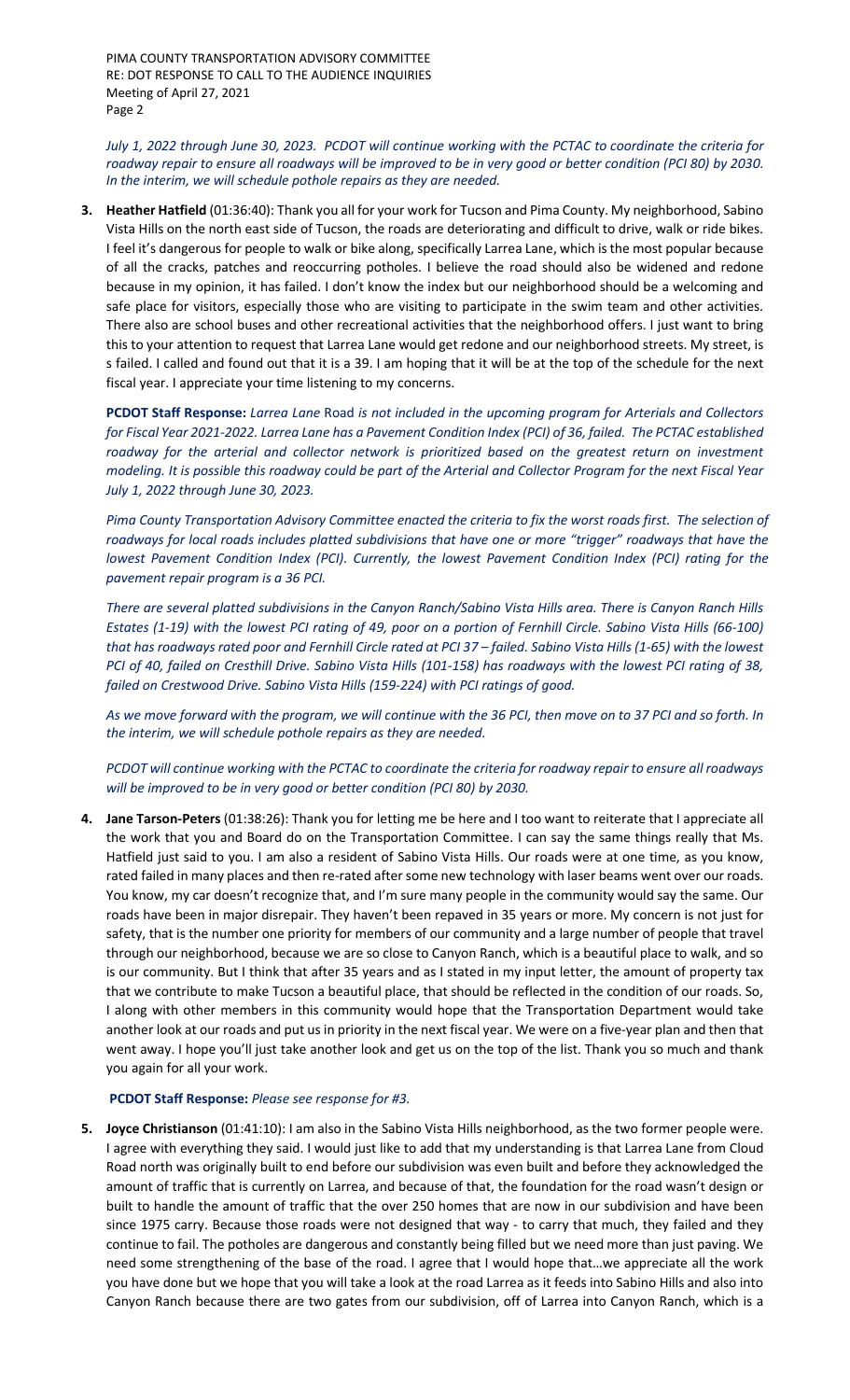*July 1, 2022 through June 30, 2023. PCDOT will continue working with the PCTAC to coordinate the criteria for roadway repair to ensure all roadways will be improved to be in very good or better condition (PCI 80) by 2030. In the interim, we will schedule pothole repairs as they are needed.*

3. **Heather Hatfield** (01:36:40): Thank you all for your work for Tucson and Pima County. My neighborhood, Sabino Vista Hills on the north east side of Tucson, the roads are deteriorating and difficult to drive, walk or ride bikes. I feel it's dangerous for people to walk or bike along, specifically Larrea Lane, which is the most popular because of all the cracks, patches and reoccurring potholes. I believe the road should also be widened and redone because in my opinion, it has failed. I don't know the index but our neighborhood should be a welcoming and safe place for visitors, especially those who are visiting to participate in the swim team and other activities. There also are school buses and other recreational activities that the neighborhood offers. I just want to bring this to your attention to request that Larrea Lane would get redone and our neighborhood streets. My street, is s failed. I called and found out that it is a 39. I am hoping that it will be at the top of the schedule for the next fiscal year. I appreciate your time listening to my concerns.

   **PCDOT Staff Response:** *Larrea Lane* Road *is not included in the upcoming program for Arterials and Collectors for Fiscal Year 2021-2022. Larrea Lane has a Pavement Condition Index (PCI) of 36, failed. The PCTAC established roadway for the arterial and collector network is prioritized based on the greatest return on investment modeling. It is possible this roadway could be part of the Arterial and Collector Program for the next Fiscal Year July 1, 2022 through June 30, 2023.*

   *Pima County Transportation Advisory Committee enacted the criteria to fix the worst roads first. The selection of roadways for local roads includes platted subdivisions that have one or more "trigger" roadways that have the lowest Pavement Condition Index (PCI). Currently, the lowest Pavement Condition Index (PCI) rating for the pavement repair program is a 36 PCI.*

   *There are several platted subdivisions in the Canyon Ranch/Sabino Vista Hills area. There is Canyon Ranch Hills Estates (1-19) with the lowest PCI rating of 49, poor on a portion of Fernhill Circle. Sabino Vista Hills (66-100) that has roadways rated poor and Fernhill Circle rated at PCI 37 – failed. Sabino Vista Hills (1-65) with the lowest PCI of 40, failed on Cresthill Drive. Sabino Vista Hills (101-158) has roadways with the lowest PCI rating of 38, failed on Crestwood Drive. Sabino Vista Hills (159-224) with PCI ratings of good.*

   *As we move forward with the program, we will continue with the 36 PCI, then move on to 37 PCI and so forth. In the interim, we will schedule pothole repairs as they are needed.*

   *PCDOT will continue working with the PCTAC to coordinate the criteria for roadway repair to ensure all roadways will be improved to be in very good or better condition (PCI 80) by 2030.*

4. **Jane Tarson-Peters** (01:38:26): Thank you for letting me be here and I too want to reiterate that I appreciate all the work that you and Board do on the Transportation Committee. I can say the same things really that Ms. Hatfield just said to you. I am also a resident of Sabino Vista Hills. Our roads were at one time, as you know, rated failed in many places and then re-rated after some new technology with laser beams went over our roads. You know, my car doesn't recognize that, and I'm sure many people in the community would say the same. Our roads have been in major disrepair. They haven't been repaved in 35 years or more. My concern is not just for safety, that is the number one priority for members of our community and a large number of people that travel through our neighborhood, because we are so close to Canyon Ranch, which is a beautiful place to walk, and so is our community. But I think that after 35 years and as I stated in my input letter, the amount of property tax that we contribute to make Tucson a beautiful place, that should be reflected in the condition of our roads. So, I along with other members in this community would hope that the Transportation Department would take another look at our roads and put us in priority in the next fiscal year. We were on a five-year plan and then that went away. I hope you'll just take another look and get us on the top of the list. Thank you so much and thank you again for all your work.

   **PCDOT Staff Response:** *Please see response for #3.*

5. **Joyce Christianson** (01:41:10): I am also in the Sabino Vista Hills neighborhood, as the two former people were. I agree with everything they said. I would just like to add that my understanding is that Larrea Lane from Cloud Road north was originally built to end before our subdivision was even built and before they acknowledged the amount of traffic that is currently on Larrea, and because of that, the foundation for the road wasn't design or built to handle the amount of traffic that the over 250 homes that are now in our subdivision and have been since 1975 carry. Because those roads were not designed that way - to carry that much, they failed and they continue to fail. The potholes are dangerous and constantly being filled but we need more than just paving. We need some strengthening of the base of the road. I agree that I would hope that…we appreciate all the work you have done but we hope that you will take a look at the road Larrea as it feeds into Sabino Hills and also into Canyon Ranch because there are two gates from our subdivision, off of Larrea into Canyon Ranch, which is a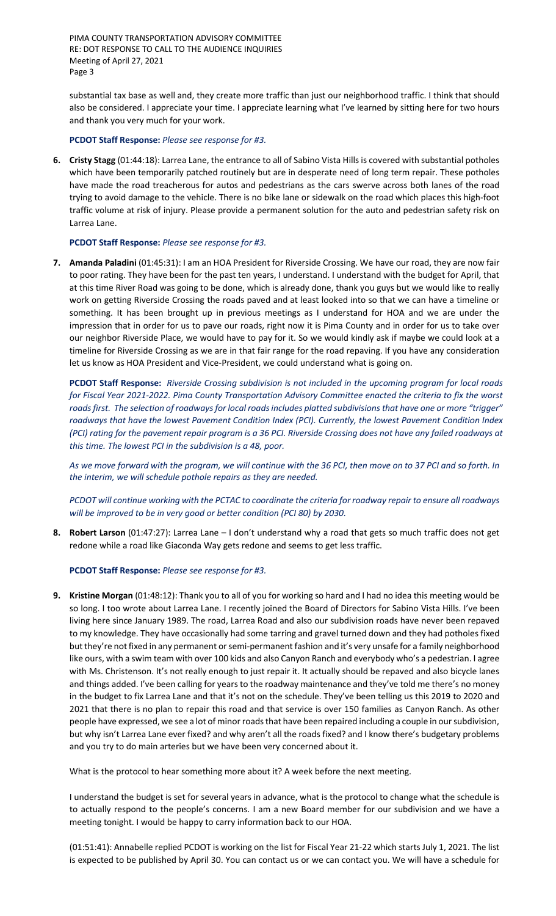substantial tax base as well and, they create more traffic than just our neighborhood traffic. I think that should also be considered. I appreciate your time. I appreciate learning what I've learned by sitting here for two hours and thank you very much for your work.

**PCDOT Staff Response:** *Please see response for #3.*

6. **Cristy Stagg** (01:44:18): Larrea Lane, the entrance to all of Sabino Vista Hills is covered with substantial potholes which have been temporarily patched routinely but are in desperate need of long term repair. These potholes have made the road treacherous for autos and pedestrians as the cars swerve across both lanes of the road trying to avoid damage to the vehicle. There is no bike lane or sidewalk on the road which places this high-foot traffic volume at risk of injury. Please provide a permanent solution for the auto and pedestrian safety risk on Larrea Lane.

   **PCDOT Staff Response:** *Please see response for #3.*

7. **Amanda Paladini** (01:45:31): I am an HOA President for Riverside Crossing. We have our road, they are now fair to poor rating. They have been for the past ten years, I understand. I understand with the budget for April, that at this time River Road was going to be done, which is already done, thank you guys but we would like to really work on getting Riverside Crossing the roads paved and at least looked into so that we can have a timeline or something. It has been brought up in previous meetings as I understand for HOA and we are under the impression that in order for us to pave our roads, right now it is Pima County and in order for us to take over our neighbor Riverside Place, we would have to pay for it. So we would kindly ask if maybe we could look at a timeline for Riverside Crossing as we are in that fair range for the road repaving. If you have any consideration let us know as HOA President and Vice-President, we could understand what is going on.

   **PCDOT Staff Response:** *Riverside Crossing subdivision is not included in the upcoming program for local roads for Fiscal Year 2021-2022. Pima County Transportation Advisory Committee enacted the criteria to fix the worst roads first. The selection of roadways for local roads includes platted subdivisions that have one or more "trigger" roadways that have the lowest Pavement Condition Index (PCI). Currently, the lowest Pavement Condition Index (PCI) rating for the pavement repair program is a 36 PCI. Riverside Crossing does not have any failed roadways at this time. The lowest PCI in the subdivision is a 48, poor.*

   *As we move forward with the program, we will continue with the 36 PCI, then move on to 37 PCI and so forth. In the interim, we will schedule pothole repairs as they are needed.*

   *PCDOT will continue working with the PCTAC to coordinate the criteria for roadway repair to ensure all roadways will be improved to be in very good or better condition (PCI 80) by 2030.*

8. **Robert Larson** (01:47:27): Larrea Lane – I don't understand why a road that gets so much traffic does not get redone while a road like Giaconda Way gets redone and seems to get less traffic.

   **PCDOT Staff Response:** *Please see response for #3.*

9. **Kristine Morgan** (01:48:12): Thank you to all of you for working so hard and I had no idea this meeting would be so long. I too wrote about Larrea Lane. I recently joined the Board of Directors for Sabino Vista Hills. I've been living here since January 1989. The road, Larrea Road and also our subdivision roads have never been repaved to my knowledge. They have occasionally had some tarring and gravel turned down and they had potholes fixed but they're not fixed in any permanent or semi-permanent fashion and it's very unsafe for a family neighborhood like ours, with a swim team with over 100 kids and also Canyon Ranch and everybody who's a pedestrian. I agree with Ms. Christenson. It's not really enough to just repair it. It actually should be repaved and also bicycle lanes and things added. I've been calling for years to the roadway maintenance and they've told me there's no money in the budget to fix Larrea Lane and that it's not on the schedule. They've been telling us this 2019 to 2020 and 2021 that there is no plan to repair this road and that service is over 150 families as Canyon Ranch. As other people have expressed, we see a lot of minor roads that have been repaired including a couple in our subdivision, but why isn't Larrea Lane ever fixed? and why aren't all the roads fixed? and I know there's budgetary problems and you try to do main arteries but we have been very concerned about it.

   What is the protocol to hear something more about it? A week before the next meeting.

   I understand the budget is set for several years in advance, what is the protocol to change what the schedule is to actually respond to the people's concerns. I am a new Board member for our subdivision and we have a meeting tonight. I would be happy to carry information back to our HOA.

   (01:51:41): Annabelle replied PCDOT is working on the list for Fiscal Year 21-22 which starts July 1, 2021. The list is expected to be published by April 30. You can contact us or we can contact you. We will have a schedule for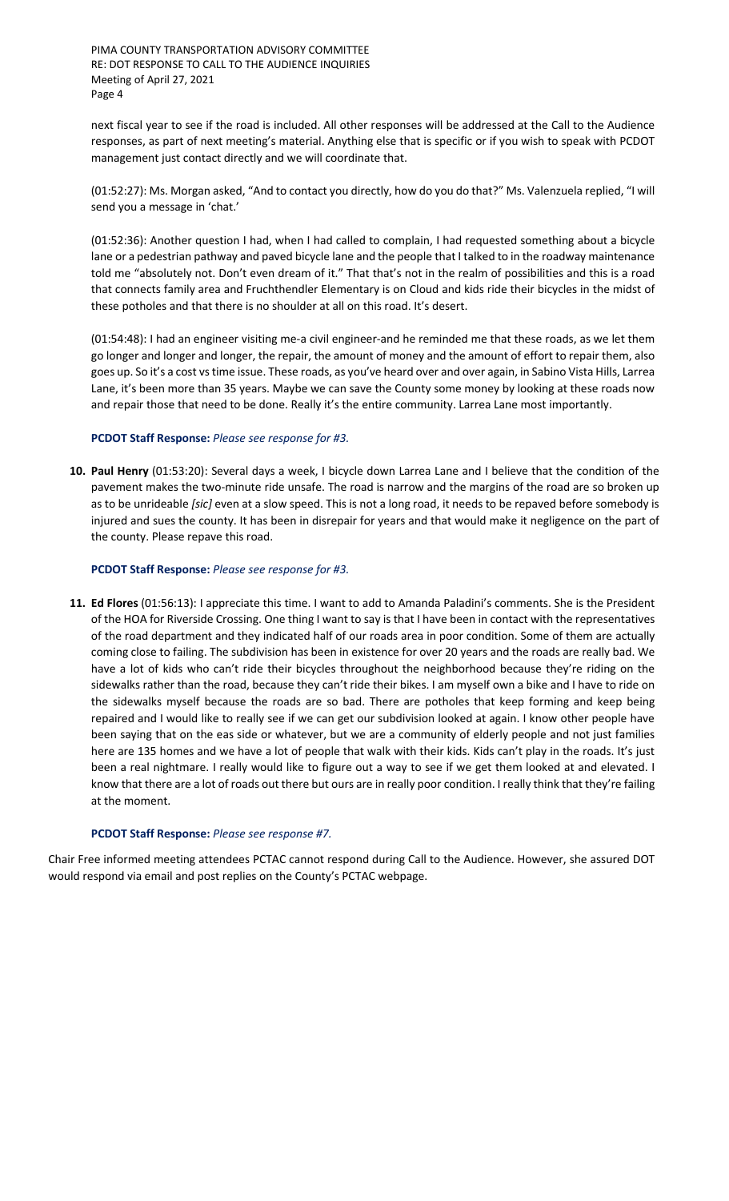next fiscal year to see if the road is included. All other responses will be addressed at the Call to the Audience responses, as part of next meeting's material. Anything else that is specific or if you wish to speak with PCDOT management just contact directly and we will coordinate that.

(01:52:27): Ms. Morgan asked, "And to contact you directly, how do you do that?" Ms. Valenzuela replied, "I will send you a message in 'chat.'

(01:52:36): Another question I had, when I had called to complain, I had requested something about a bicycle lane or a pedestrian pathway and paved bicycle lane and the people that I talked to in the roadway maintenance told me "absolutely not. Don't even dream of it." That that's not in the realm of possibilities and this is a road that connects family area and Fruchthendler Elementary is on Cloud and kids ride their bicycles in the midst of these potholes and that there is no shoulder at all on this road. It's desert.

(01:54:48): I had an engineer visiting me-a civil engineer-and he reminded me that these roads, as we let them go longer and longer and longer, the repair, the amount of money and the amount of effort to repair them, also goes up. So it's a cost vs time issue. These roads, as you've heard over and over again, in Sabino Vista Hills, Larrea Lane, it's been more than 35 years. Maybe we can save the County some money by looking at these roads now and repair those that need to be done. Really it's the entire community. Larrea Lane most importantly.

**PCDOT Staff Response:** *Please see response for #3.*

10. **Paul Henry** (01:53:20): Several days a week, I bicycle down Larrea Lane and I believe that the condition of the pavement makes the two-minute ride unsafe. The road is narrow and the margins of the road are so broken up as to be unrideable *[sic]* even at a slow speed. This is not a long road, it needs to be repaved before somebody is injured and sues the county. It has been in disrepair for years and that would make it negligence on the part of the county. Please repave this road.

    **PCDOT Staff Response:** *Please see response for #3.*

11. **Ed Flores** (01:56:13): I appreciate this time. I want to add to Amanda Paladini's comments. She is the President of the HOA for Riverside Crossing. One thing I want to say is that I have been in contact with the representatives of the road department and they indicated half of our roads area in poor condition. Some of them are actually coming close to failing. The subdivision has been in existence for over 20 years and the roads are really bad. We have a lot of kids who can't ride their bicycles throughout the neighborhood because they're riding on the sidewalks rather than the road, because they can't ride their bikes. I am myself own a bike and I have to ride on the sidewalks myself because the roads are so bad. There are potholes that keep forming and keep being repaired and I would like to really see if we can get our subdivision looked at again. I know other people have been saying that on the eas side or whatever, but we are a community of elderly people and not just families here are 135 homes and we have a lot of people that walk with their kids. Kids can't play in the roads. It's just been a real nightmare. I really would like to figure out a way to see if we get them looked at and elevated. I know that there are a lot of roads out there but ours are in really poor condition. I really think that they're failing at the moment.

    **PCDOT Staff Response:** *Please see response #7.*

Chair Free informed meeting attendees PCTAC cannot respond during Call to the Audience. However, she assured DOT would respond via email and post replies on the County's PCTAC webpage.